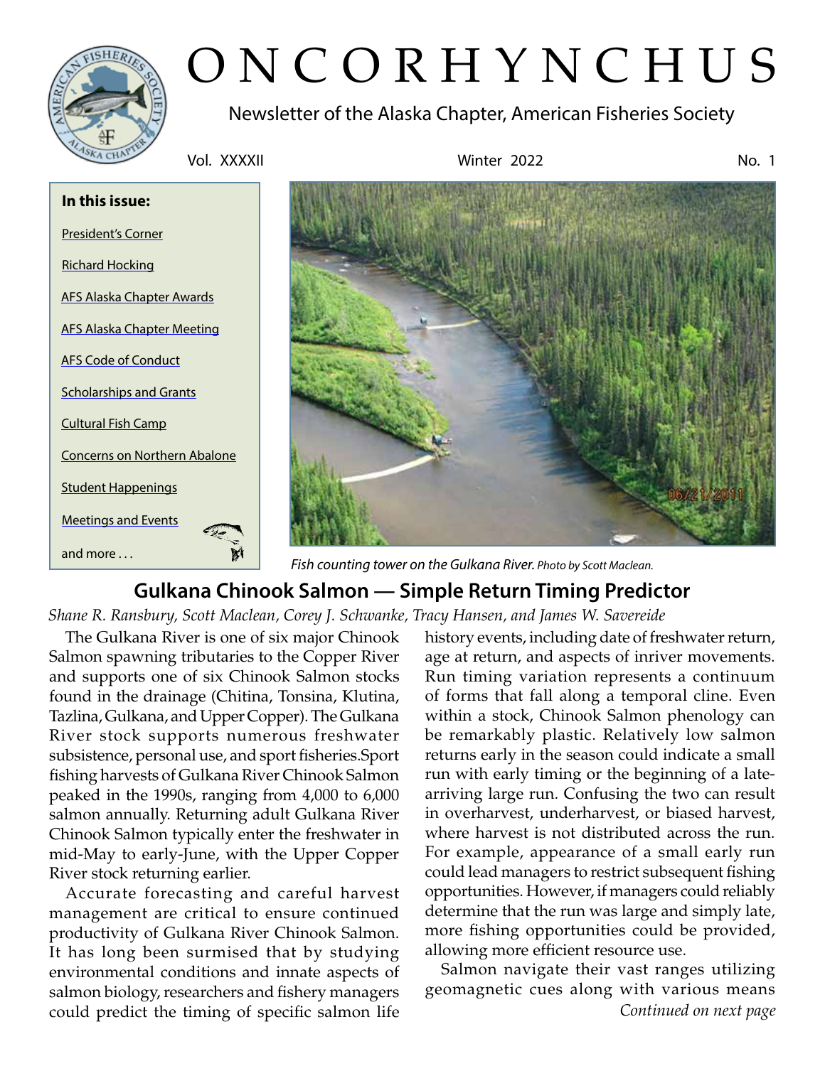# O N C O R H Y N C H U S

Newsletter of the Alaska Chapter, American Fisheries Society

Vol. XXXXII | Winter 2022 | No. 1

**In this issue:**

- President's Corner
- Richard Hocking
- AFS Alaska Chapter Awards
- AFS Alaska Chapter Meeting
- AFS Code of Conduct
- Scholarships and Grants
- Cultural Fish Camp
- Concerns on Northern Abalone
- Student Happenings
- Meetings and Events
- and more . . .

*Fish counting tower on the Gulkana River. Photo by Scott Maclean.*

## Gulkana Chinook Salmon — Simple Return Timing Predictor

*Shane R. Ransbury, Scott Maclean, Corey J. Schwanke, Tracy Hansen, and James W. Savereide*

The Gulkana River is one of six major Chinook Salmon spawning tributaries to the Copper River and supports one of six Chinook Salmon stocks found in the drainage (Chitina, Tonsina, Klutina, Tazlina, Gulkana, and Upper Copper). The Gulkana River stock supports numerous freshwater subsistence, personal use, and sport fisheries. Sport fishing harvests of Gulkana River Chinook Salmon peaked in the 1990s, ranging from 4,000 to 6,000 salmon annually. Returning adult Gulkana River Chinook Salmon typically enter the freshwater in mid-May to early-June, with the Upper Copper River stock returning earlier.

Accurate forecasting and careful harvest management are critical to ensure continued productivity of Gulkana River Chinook Salmon. It has long been surmised that by studying environmental conditions and innate aspects of salmon biology, researchers and fishery managers could predict the timing of specific salmon life history events, including date of freshwater return, age at return, and aspects of inriver movements. Run timing variation represents a continuum of forms that fall along a temporal cline. Even within a stock, Chinook Salmon phenology can be remarkably plastic. Relatively low salmon returns early in the season could indicate a small run with early timing or the beginning of a late-arriving large run. Confusing the two can result in overharvest, underharvest, or biased harvest, where harvest is not distributed across the run. For example, appearance of a small early run could lead managers to restrict subsequent fishing opportunities. However, if managers could reliably determine that the run was large and simply late, more fishing opportunities could be provided, allowing more efficient resource use.

Salmon navigate their vast ranges utilizing geomagnetic cues along with various means

*Continued on next page*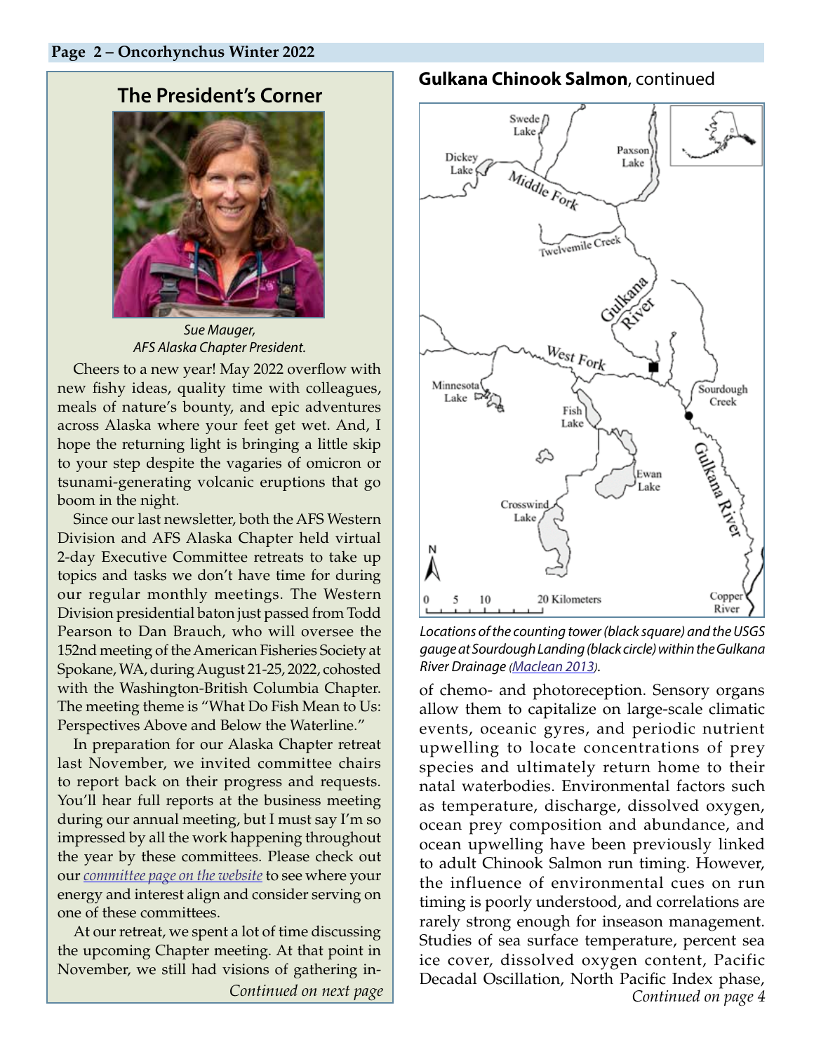## The President's Corner

*Sue Mauger,*
*AFS Alaska Chapter President.*

Cheers to a new year! May 2022 overflow with new fishy ideas, quality time with colleagues, meals of nature's bounty, and epic adventures across Alaska where your feet get wet. And, I hope the returning light is bringing a little skip to your step despite the vagaries of omicron or tsunami-generating volcanic eruptions that go boom in the night.

Since our last newsletter, both the AFS Western Division and AFS Alaska Chapter held virtual 2-day Executive Committee retreats to take up topics and tasks we don't have time for during our regular monthly meetings. The Western Division presidential baton just passed from Todd Pearson to Dan Brauch, who will oversee the 152nd meeting of the American Fisheries Society at Spokane, WA, during August 21-25, 2022, cohosted with the Washington-British Columbia Chapter. The meeting theme is "What Do Fish Mean to Us: Perspectives Above and Below the Waterline."

In preparation for our Alaska Chapter retreat last November, we invited committee chairs to report back on their progress and requests. You'll hear full reports at the business meeting during our annual meeting, but I must say I'm so impressed by all the work happening throughout the year by these committees. Please check out our *committee page on the website* to see where your energy and interest align and consider serving on one of these committees.

At our retreat, we spent a lot of time discussing the upcoming Chapter meeting. At that point in November, we still had visions of gathering in-

*Continued on next page*

**Gulkana Chinook Salmon**, continued

*Locations of the counting tower (black square) and the USGS gauge at Sourdough Landing (black circle) within the Gulkana River Drainage (Maclean 2013).*

of chemo- and photoreception. Sensory organs allow them to capitalize on large-scale climatic events, oceanic gyres, and periodic nutrient upwelling to locate concentrations of prey species and ultimately return home to their natal waterbodies. Environmental factors such as temperature, discharge, dissolved oxygen, ocean prey composition and abundance, and ocean upwelling have been previously linked to adult Chinook Salmon run timing. However, the influence of environmental cues on run timing is poorly understood, and correlations are rarely strong enough for inseason management. Studies of sea surface temperature, percent sea ice cover, dissolved oxygen content, Pacific Decadal Oscillation, North Pacific Index phase,

*Continued on page 4*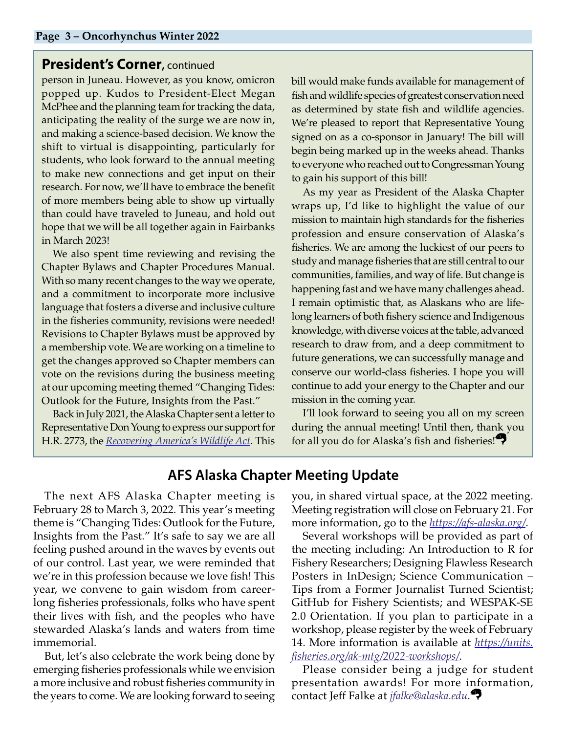## President's Corner, continued

person in Juneau. However, as you know, omicron popped up. Kudos to President-Elect Megan McPhee and the planning team for tracking the data, anticipating the reality of the surge we are now in, and making a science-based decision. We know the shift to virtual is disappointing, particularly for students, who look forward to the annual meeting to make new connections and get input on their research. For now, we'll have to embrace the benefit of more members being able to show up virtually than could have traveled to Juneau, and hold out hope that we will be all together again in Fairbanks in March 2023!

We also spent time reviewing and revising the Chapter Bylaws and Chapter Procedures Manual. With so many recent changes to the way we operate, and a commitment to incorporate more inclusive language that fosters a diverse and inclusive culture in the fisheries community, revisions were needed! Revisions to Chapter Bylaws must be approved by a membership vote. We are working on a timeline to get the changes approved so Chapter members can vote on the revisions during the business meeting at our upcoming meeting themed "Changing Tides: Outlook for the Future, Insights from the Past."

Back in July 2021, the Alaska Chapter sent a letter to Representative Don Young to express our support for H.R. 2773, the *Recovering America's Wildlife Act*. This bill would make funds available for management of fish and wildlife species of greatest conservation need as determined by state fish and wildlife agencies. We're pleased to report that Representative Young signed on as a co-sponsor in January! The bill will begin being marked up in the weeks ahead. Thanks to everyone who reached out to Congressman Young to gain his support of this bill!

As my year as President of the Alaska Chapter wraps up, I'd like to highlight the value of our mission to maintain high standards for the fisheries profession and ensure conservation of Alaska's fisheries. We are among the luckiest of our peers to study and manage fisheries that are still central to our communities, families, and way of life. But change is happening fast and we have many challenges ahead. I remain optimistic that, as Alaskans who are lifelong learners of both fishery science and Indigenous knowledge, with diverse voices at the table, advanced research to draw from, and a deep commitment to future generations, we can successfully manage and conserve our world-class fisheries. I hope you will continue to add your energy to the Chapter and our mission in the coming year.

I'll look forward to seeing you all on my screen during the annual meeting! Until then, thank you for all you do for Alaska's fish and fisheries!

## AFS Alaska Chapter Meeting Update

The next AFS Alaska Chapter meeting is February 28 to March 3, 2022. This year's meeting theme is "Changing Tides: Outlook for the Future, Insights from the Past." It's safe to say we are all feeling pushed around in the waves by events out of our control. Last year, we were reminded that we're in this profession because we love fish! This year, we convene to gain wisdom from career-long fisheries professionals, folks who have spent their lives with fish, and the peoples who have stewarded Alaska's lands and waters from time immemorial.

But, let's also celebrate the work being done by emerging fisheries professionals while we envision a more inclusive and robust fisheries community in the years to come. We are looking forward to seeing you, in shared virtual space, at the 2022 meeting. Meeting registration will close on February 21. For more information, go to the *https://afs-alaska.org/*.

Several workshops will be provided as part of the meeting including: An Introduction to R for Fishery Researchers; Designing Flawless Research Posters in InDesign; Science Communication – Tips from a Former Journalist Turned Scientist; GitHub for Fishery Scientists; and WESPAK-SE 2.0 Orientation. If you plan to participate in a workshop, please register by the week of February 14. More information is available at *https://units.fisheries.org/ak-mtg/2022-workshops/*.

Please consider being a judge for student presentation awards! For more information, contact Jeff Falke at *jfalke@alaska.edu*.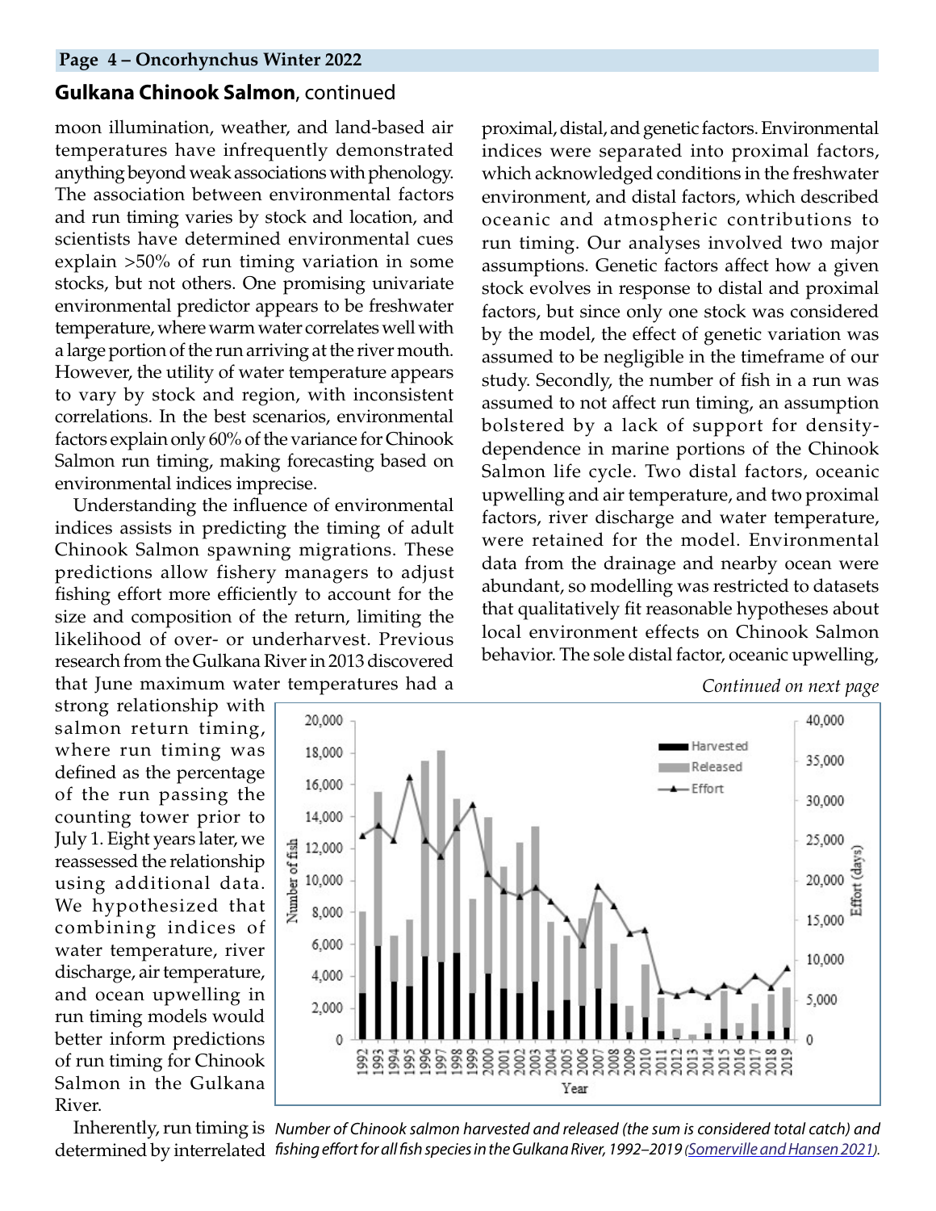## **Gulkana Chinook Salmon**, continued

moon illumination, weather, and land-based air temperatures have infrequently demonstrated anything beyond weak associations with phenology. The association between environmental factors and run timing varies by stock and location, and scientists have determined environmental cues explain >50% of run timing variation in some stocks, but not others. One promising univariate environmental predictor appears to be freshwater temperature, where warm water correlates well with a large portion of the run arriving at the river mouth. However, the utility of water temperature appears to vary by stock and region, with inconsistent correlations. In the best scenarios, environmental factors explain only 60% of the variance for Chinook Salmon run timing, making forecasting based on environmental indices imprecise.

Understanding the influence of environmental indices assists in predicting the timing of adult Chinook Salmon spawning migrations. These predictions allow fishery managers to adjust fishing effort more efficiently to account for the size and composition of the return, limiting the likelihood of over- or underharvest. Previous research from the Gulkana River in 2013 discovered that June maximum water temperatures had a strong relationship with salmon return timing, where run timing was defined as the percentage of the run passing the counting tower prior to July 1. Eight years later, we reassessed the relationship using additional data. We hypothesized that combining indices of water temperature, river discharge, air temperature, and ocean upwelling in run timing models would better inform predictions of run timing for Chinook Salmon in the Gulkana River.

Inherently, run timing is determined by interrelated proximal, distal, and genetic factors. Environmental indices were separated into proximal factors, which acknowledged conditions in the freshwater environment, and distal factors, which described oceanic and atmospheric contributions to run timing. Our analyses involved two major assumptions. Genetic factors affect how a given stock evolves in response to distal and proximal factors, but since only one stock was considered by the model, the effect of genetic variation was assumed to be negligible in the timeframe of our study. Secondly, the number of fish in a run was assumed to not affect run timing, an assumption bolstered by a lack of support for density-dependence in marine portions of the Chinook Salmon life cycle. Two distal factors, oceanic upwelling and air temperature, and two proximal factors, river discharge and water temperature, were retained for the model. Environmental data from the drainage and nearby ocean were abundant, so modelling was restricted to datasets that qualitatively fit reasonable hypotheses about local environment effects on Chinook Salmon behavior. The sole distal factor, oceanic upwelling,

*Continued on next page*

*Number of Chinook salmon harvested and released (the sum is considered total catch) and fishing effort for all fish species in the Gulkana River, 1992–2019 (Somerville and Hansen 2021).*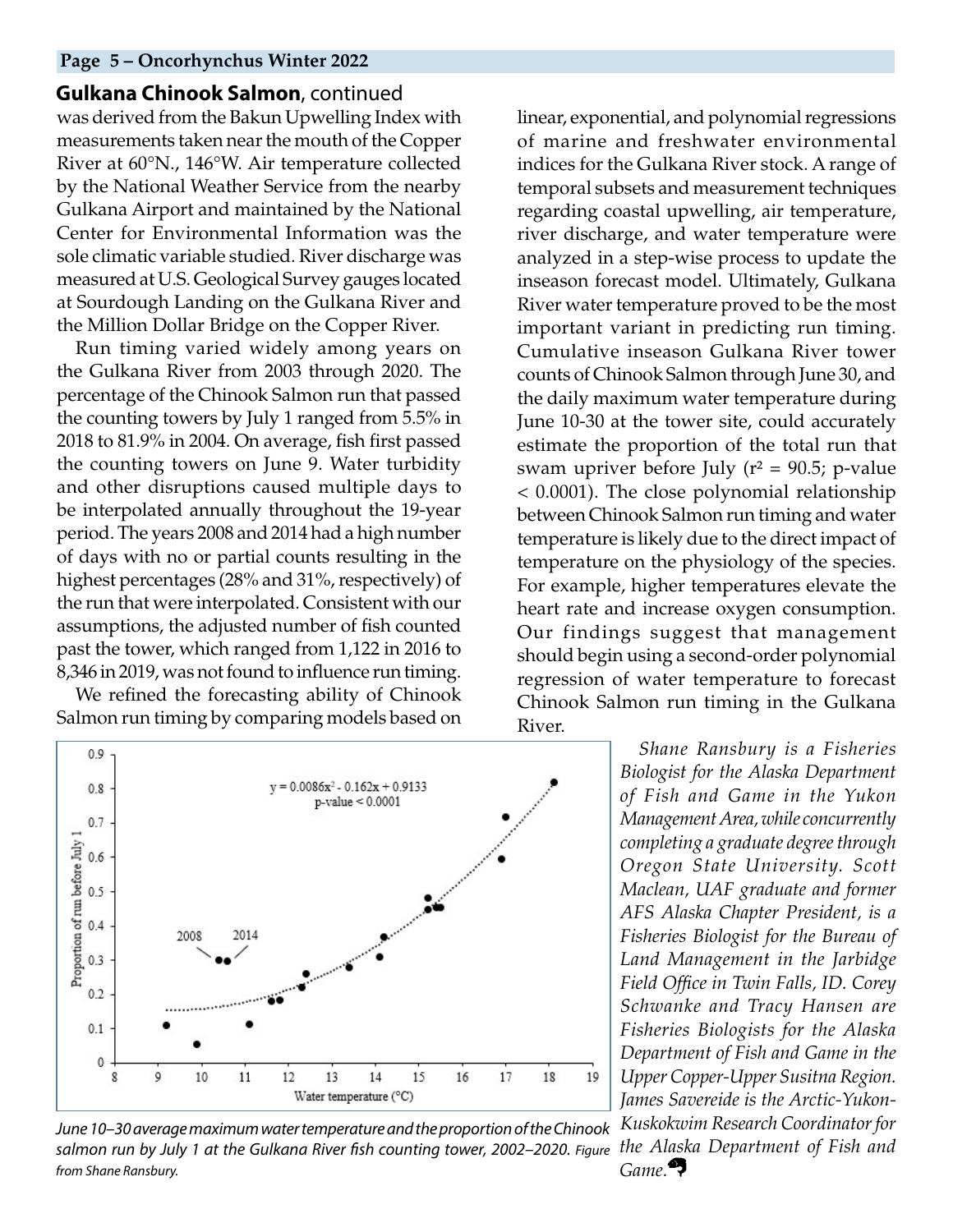## Gulkana Chinook Salmon, continued

was derived from the Bakun Upwelling Index with measurements taken near the mouth of the Copper River at 60°N., 146°W. Air temperature collected by the National Weather Service from the nearby Gulkana Airport and maintained by the National Center for Environmental Information was the sole climatic variable studied. River discharge was measured at U.S. Geological Survey gauges located at Sourdough Landing on the Gulkana River and the Million Dollar Bridge on the Copper River.

Run timing varied widely among years on the Gulkana River from 2003 through 2020. The percentage of the Chinook Salmon run that passed the counting towers by July 1 ranged from 5.5% in 2018 to 81.9% in 2004. On average, fish first passed the counting towers on June 9. Water turbidity and other disruptions caused multiple days to be interpolated annually throughout the 19-year period. The years 2008 and 2014 had a high number of days with no or partial counts resulting in the highest percentages (28% and 31%, respectively) of the run that were interpolated. Consistent with our assumptions, the adjusted number of fish counted past the tower, which ranged from 1,122 in 2016 to 8,346 in 2019, was not found to influence run timing.

We refined the forecasting ability of Chinook Salmon run timing by comparing models based on linear, exponential, and polynomial regressions of marine and freshwater environmental indices for the Gulkana River stock. A range of temporal subsets and measurement techniques regarding coastal upwelling, air temperature, river discharge, and water temperature were analyzed in a step-wise process to update the inseason forecast model. Ultimately, Gulkana River water temperature proved to be the most important variant in predicting run timing. Cumulative inseason Gulkana River tower counts of Chinook Salmon through June 30, and the daily maximum water temperature during June 10-30 at the tower site, could accurately estimate the proportion of the total run that swam upriver before July ($r^2$ = 90.5; p-value $< 0.0001$). The close polynomial relationship between Chinook Salmon run timing and water temperature is likely due to the direct impact of temperature on the physiology of the species. For example, higher temperatures elevate the heart rate and increase oxygen consumption. Our findings suggest that management should begin using a second-order polynomial regression of water temperature to forecast Chinook Salmon run timing in the Gulkana River.

$$y = 0.0086x^2 - 0.162x + 0.9133$$
p-value $< 0.0001$

*June 10–30 average maximum water temperature and the proportion of the Chinook salmon run by July 1 at the Gulkana River fish counting tower, 2002–2020. Figure from Shane Ransbury.*

*Shane Ransbury is a Fisheries Biologist for the Alaska Department of Fish and Game in the Yukon Management Area, while concurrently completing a graduate degree through Oregon State University. Scott Maclean, UAF graduate and former AFS Alaska Chapter President, is a Fisheries Biologist for the Bureau of Land Management in the Jarbidge Field Office in Twin Falls, ID. Corey Schwanke and Tracy Hansen are Fisheries Biologists for the Alaska Department of Fish and Game in the Upper Copper-Upper Susitna Region. James Savereide is the Arctic-Yukon-Kuskokwim Research Coordinator for the Alaska Department of Fish and Game.*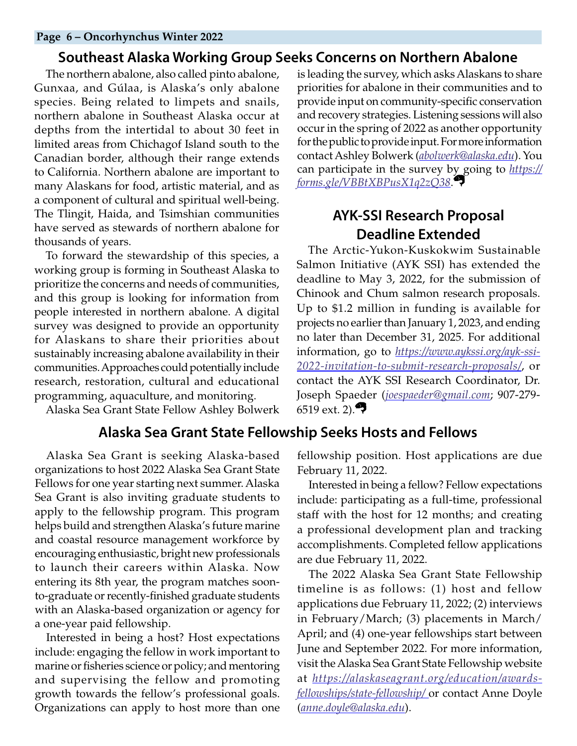## Southeast Alaska Working Group Seeks Concerns on Northern Abalone

The northern abalone, also called pinto abalone, Gunxaa, and Gúlaa, is Alaska's only abalone species. Being related to limpets and snails, northern abalone in Southeast Alaska occur at depths from the intertidal to about 30 feet in limited areas from Chichagof Island south to the Canadian border, although their range extends to California. Northern abalone are important to many Alaskans for food, artistic material, and as a component of cultural and spiritual well-being. The Tlingit, Haida, and Tsimshian communities have served as stewards of northern abalone for thousands of years.

To forward the stewardship of this species, a working group is forming in Southeast Alaska to prioritize the concerns and needs of communities, and this group is looking for information from people interested in northern abalone. A digital survey was designed to provide an opportunity for Alaskans to share their priorities about sustainably increasing abalone availability in their communities. Approaches could potentially include research, restoration, cultural and educational programming, aquaculture, and monitoring.

Alaska Sea Grant State Fellow Ashley Bolwerk is leading the survey, which asks Alaskans to share priorities for abalone in their communities and to provide input on community-specific conservation and recovery strategies. Listening sessions will also occur in the spring of 2022 as another opportunity for the public to provide input. For more information contact Ashley Bolwerk (*abolwerk@alaska.edu*). You can participate in the survey by going to *https://forms.gle/VBBtXBPusX1q2zQ38*.

## AYK-SSI Research Proposal Deadline Extended

The Arctic-Yukon-Kuskokwim Sustainable Salmon Initiative (AYK SSI) has extended the deadline to May 3, 2022, for the submission of Chinook and Chum salmon research proposals. Up to $1.2 million in funding is available for projects no earlier than January 1, 2023, and ending no later than December 31, 2025. For additional information, go to *https://www.aykssi.org/ayk-ssi-2022-invitation-to-submit-research-proposals/*, or contact the AYK SSI Research Coordinator, Dr. Joseph Spaeder (*joespaeder@gmail.com*; 907-279-6519 ext. 2).

## Alaska Sea Grant State Fellowship Seeks Hosts and Fellows

Alaska Sea Grant is seeking Alaska-based organizations to host 2022 Alaska Sea Grant State Fellows for one year starting next summer. Alaska Sea Grant is also inviting graduate students to apply to the fellowship program. This program helps build and strengthen Alaska's future marine and coastal resource management workforce by encouraging enthusiastic, bright new professionals to launch their careers within Alaska. Now entering its 8th year, the program matches soon-to-graduate or recently-finished graduate students with an Alaska-based organization or agency for a one-year paid fellowship.

Interested in being a host? Host expectations include: engaging the fellow in work important to marine or fisheries science or policy; and mentoring and supervising the fellow and promoting growth towards the fellow's professional goals. Organizations can apply to host more than one fellowship position. Host applications are due February 11, 2022.

Interested in being a fellow? Fellow expectations include: participating as a full-time, professional staff with the host for 12 months; and creating a professional development plan and tracking accomplishments. Completed fellow applications are due February 11, 2022.

The 2022 Alaska Sea Grant State Fellowship timeline is as follows: (1) host and fellow applications due February 11, 2022; (2) interviews in February/March; (3) placements in March/April; and (4) one-year fellowships start between June and September 2022. For more information, visit the Alaska Sea Grant State Fellowship website at *https://alaskaseagrant.org/education/awards-fellowships/state-fellowship/* or contact Anne Doyle (*anne.doyle@alaska.edu*).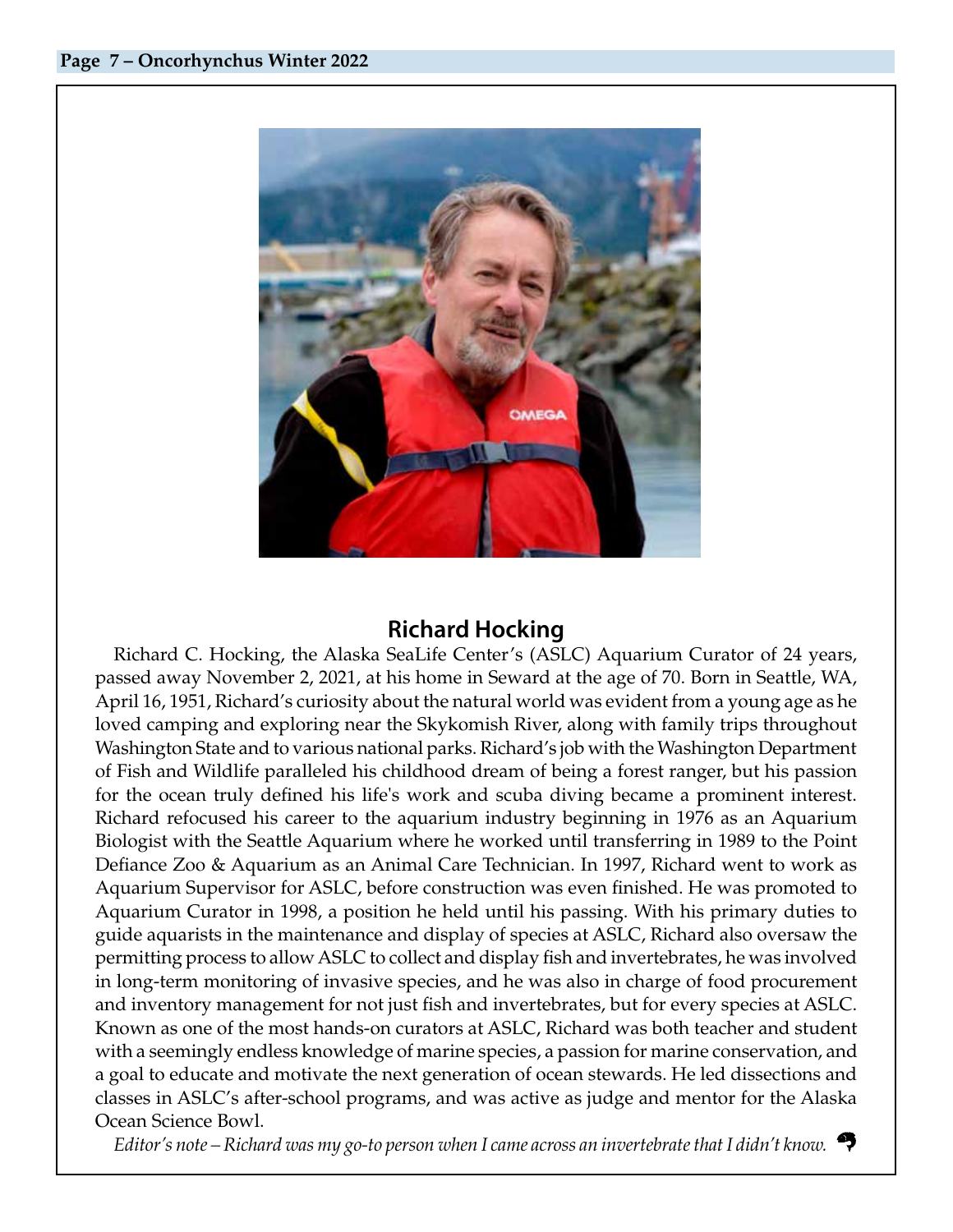## Richard Hocking

Richard C. Hocking, the Alaska SeaLife Center's (ASLC) Aquarium Curator of 24 years, passed away November 2, 2021, at his home in Seward at the age of 70. Born in Seattle, WA, April 16, 1951, Richard's curiosity about the natural world was evident from a young age as he loved camping and exploring near the Skykomish River, along with family trips throughout Washington State and to various national parks. Richard's job with the Washington Department of Fish and Wildlife paralleled his childhood dream of being a forest ranger, but his passion for the ocean truly defined his life's work and scuba diving became a prominent interest. Richard refocused his career to the aquarium industry beginning in 1976 as an Aquarium Biologist with the Seattle Aquarium where he worked until transferring in 1989 to the Point Defiance Zoo & Aquarium as an Animal Care Technician. In 1997, Richard went to work as Aquarium Supervisor for ASLC, before construction was even finished. He was promoted to Aquarium Curator in 1998, a position he held until his passing. With his primary duties to guide aquarists in the maintenance and display of species at ASLC, Richard also oversaw the permitting process to allow ASLC to collect and display fish and invertebrates, he was involved in long-term monitoring of invasive species, and he was also in charge of food procurement and inventory management for not just fish and invertebrates, but for every species at ASLC. Known as one of the most hands-on curators at ASLC, Richard was both teacher and student with a seemingly endless knowledge of marine species, a passion for marine conservation, and a goal to educate and motivate the next generation of ocean stewards. He led dissections and classes in ASLC's after-school programs, and was active as judge and mentor for the Alaska Ocean Science Bowl.

*Editor's note – Richard was my go-to person when I came across an invertebrate that I didn't know.*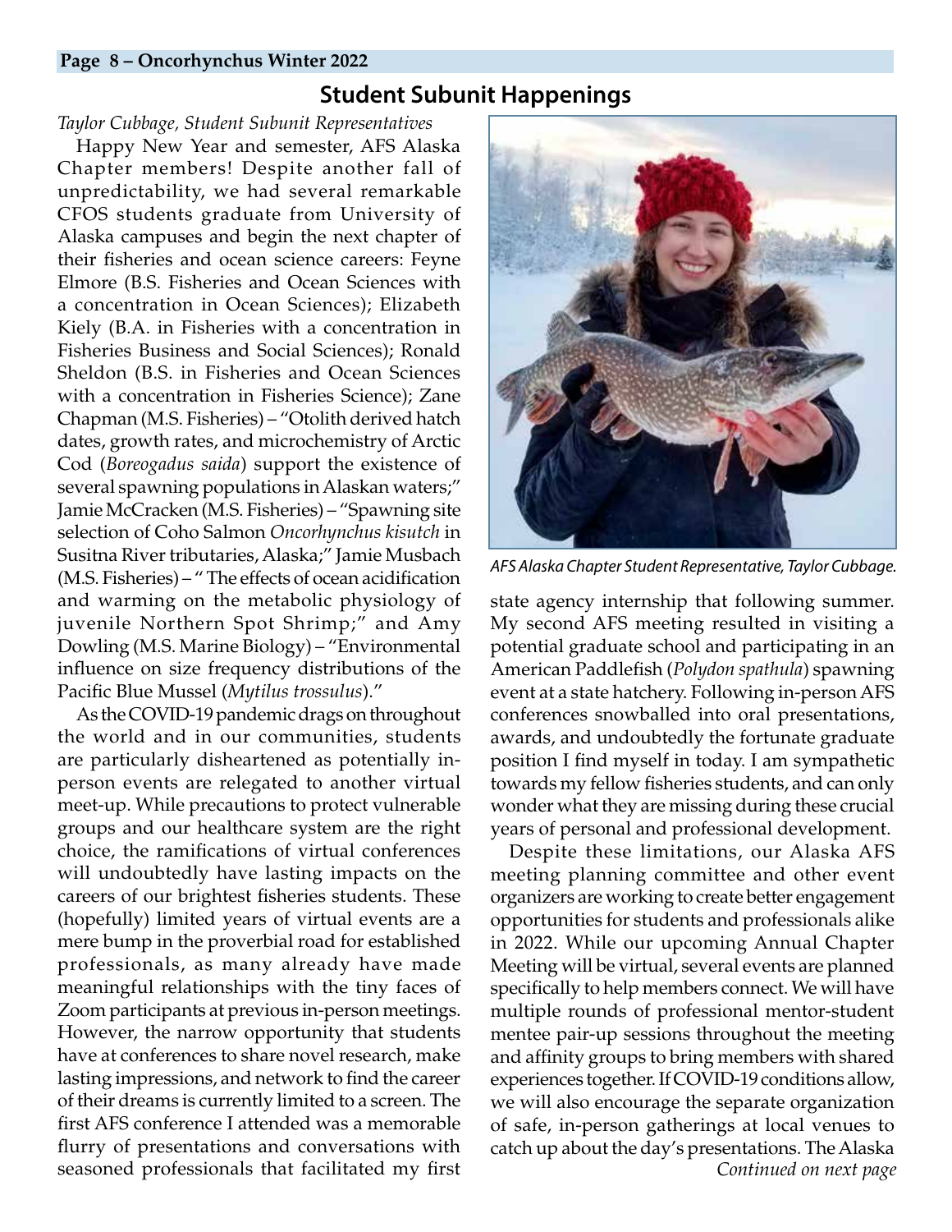## Student Subunit Happenings

*Taylor Cubbage, Student Subunit Representatives*

Happy New Year and semester, AFS Alaska Chapter members! Despite another fall of unpredictability, we had several remarkable CFOS students graduate from University of Alaska campuses and begin the next chapter of their fisheries and ocean science careers: Feyne Elmore (B.S. Fisheries and Ocean Sciences with a concentration in Ocean Sciences); Elizabeth Kiely (B.A. in Fisheries with a concentration in Fisheries Business and Social Sciences); Ronald Sheldon (B.S. in Fisheries and Ocean Sciences with a concentration in Fisheries Science); Zane Chapman (M.S. Fisheries) – "Otolith derived hatch dates, growth rates, and microchemistry of Arctic Cod (*Boreogadus saida*) support the existence of several spawning populations in Alaskan waters;" Jamie McCracken (M.S. Fisheries) – "Spawning site selection of Coho Salmon *Oncorhynchus kisutch* in Susitna River tributaries, Alaska;" Jamie Musbach (M.S. Fisheries) – " The effects of ocean acidification and warming on the metabolic physiology of juvenile Northern Spot Shrimp;" and Amy Dowling (M.S. Marine Biology) – "Environmental influence on size frequency distributions of the Pacific Blue Mussel (*Mytilus trossulus*)."

As the COVID-19 pandemic drags on throughout the world and in our communities, students are particularly disheartened as potentially in-person events are relegated to another virtual meet-up. While precautions to protect vulnerable groups and our healthcare system are the right choice, the ramifications of virtual conferences will undoubtedly have lasting impacts on the careers of our brightest fisheries students. These (hopefully) limited years of virtual events are a mere bump in the proverbial road for established professionals, as many already have made meaningful relationships with the tiny faces of Zoom participants at previous in-person meetings. However, the narrow opportunity that students have at conferences to share novel research, make lasting impressions, and network to find the career of their dreams is currently limited to a screen. The first AFS conference I attended was a memorable flurry of presentations and conversations with seasoned professionals that facilitated my first state agency internship that following summer. My second AFS meeting resulted in visiting a potential graduate school and participating in an American Paddlefish (*Polydon spathula*) spawning event at a state hatchery. Following in-person AFS conferences snowballed into oral presentations, awards, and undoubtedly the fortunate graduate position I find myself in today. I am sympathetic towards my fellow fisheries students, and can only wonder what they are missing during these crucial years of personal and professional development.

*AFS Alaska Chapter Student Representative, Taylor Cubbage.*

Despite these limitations, our Alaska AFS meeting planning committee and other event organizers are working to create better engagement opportunities for students and professionals alike in 2022. While our upcoming Annual Chapter Meeting will be virtual, several events are planned specifically to help members connect. We will have multiple rounds of professional mentor-student mentee pair-up sessions throughout the meeting and affinity groups to bring members with shared experiences together. If COVID-19 conditions allow, we will also encourage the separate organization of safe, in-person gatherings at local venues to catch up about the day's presentations. The Alaska

*Continued on next page*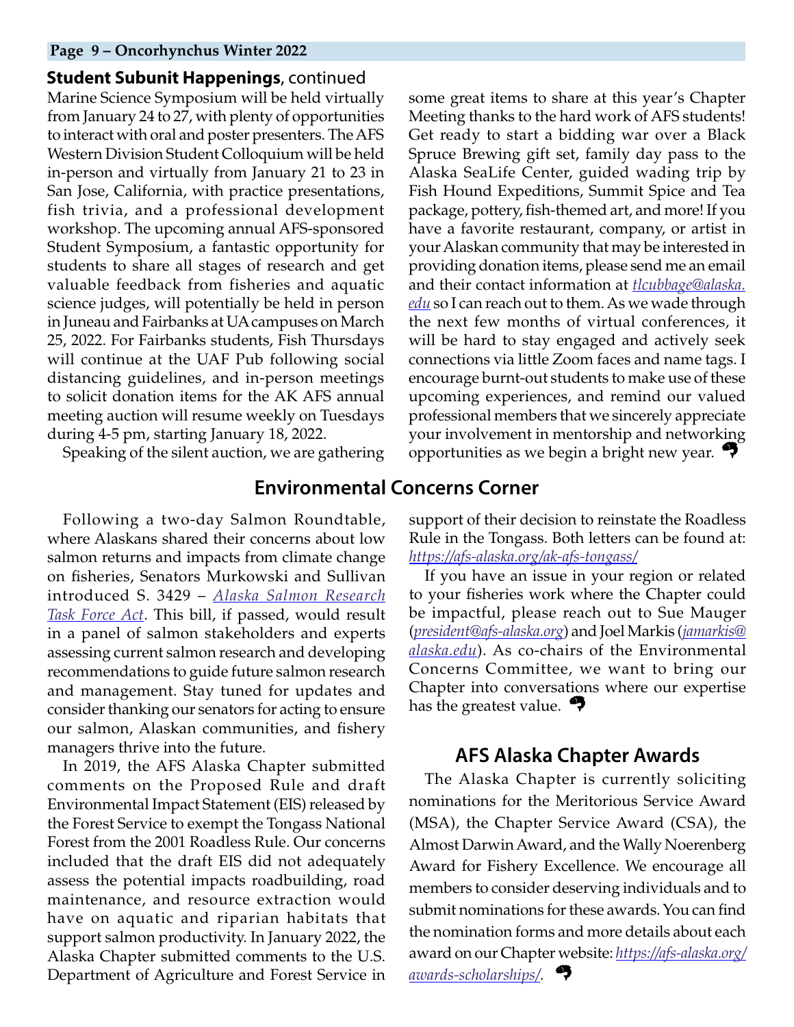**Student Subunit Happenings**, continued

Marine Science Symposium will be held virtually from January 24 to 27, with plenty of opportunities to interact with oral and poster presenters. The AFS Western Division Student Colloquium will be held in-person and virtually from January 21 to 23 in San Jose, California, with practice presentations, fish trivia, and a professional development workshop. The upcoming annual AFS-sponsored Student Symposium, a fantastic opportunity for students to share all stages of research and get valuable feedback from fisheries and aquatic science judges, will potentially be held in person in Juneau and Fairbanks at UA campuses on March 25, 2022. For Fairbanks students, Fish Thursdays will continue at the UAF Pub following social distancing guidelines, and in-person meetings to solicit donation items for the AK AFS annual meeting auction will resume weekly on Tuesdays during 4-5 pm, starting January 18, 2022.

Speaking of the silent auction, we are gathering some great items to share at this year's Chapter Meeting thanks to the hard work of AFS students! Get ready to start a bidding war over a Black Spruce Brewing gift set, family day pass to the Alaska SeaLife Center, guided wading trip by Fish Hound Expeditions, Summit Spice and Tea package, pottery, fish-themed art, and more! If you have a favorite restaurant, company, or artist in your Alaskan community that may be interested in providing donation items, please send me an email and their contact information at *tlcubbage@alaska.edu* so I can reach out to them. As we wade through the next few months of virtual conferences, it will be hard to stay engaged and actively seek connections via little Zoom faces and name tags. I encourage burnt-out students to make use of these upcoming experiences, and remind our valued professional members that we sincerely appreciate your involvement in mentorship and networking opportunities as we begin a bright new year.

## Environmental Concerns Corner

Following a two-day Salmon Roundtable, where Alaskans shared their concerns about low salmon returns and impacts from climate change on fisheries, Senators Murkowski and Sullivan introduced S. 3429 – *Alaska Salmon Research Task Force Act*. This bill, if passed, would result in a panel of salmon stakeholders and experts assessing current salmon research and developing recommendations to guide future salmon research and management. Stay tuned for updates and consider thanking our senators for acting to ensure our salmon, Alaskan communities, and fishery managers thrive into the future.

In 2019, the AFS Alaska Chapter submitted comments on the Proposed Rule and draft Environmental Impact Statement (EIS) released by the Forest Service to exempt the Tongass National Forest from the 2001 Roadless Rule. Our concerns included that the draft EIS did not adequately assess the potential impacts roadbuilding, road maintenance, and resource extraction would have on aquatic and riparian habitats that support salmon productivity. In January 2022, the Alaska Chapter submitted comments to the U.S. Department of Agriculture and Forest Service in support of their decision to reinstate the Roadless Rule in the Tongass. Both letters can be found at: *https://afs-alaska.org/ak-afs-tongass/*

If you have an issue in your region or related to your fisheries work where the Chapter could be impactful, please reach out to Sue Mauger (*president@afs-alaska.org*) and Joel Markis (*jamarkis@alaska.edu*). As co-chairs of the Environmental Concerns Committee, we want to bring our Chapter into conversations where our expertise has the greatest value.

## AFS Alaska Chapter Awards

The Alaska Chapter is currently soliciting nominations for the Meritorious Service Award (MSA), the Chapter Service Award (CSA), the Almost Darwin Award, and the Wally Noerenberg Award for Fishery Excellence. We encourage all members to consider deserving individuals and to submit nominations for these awards. You can find the nomination forms and more details about each award on our Chapter website: *https://afs-alaska.org/awards-scholarships/*.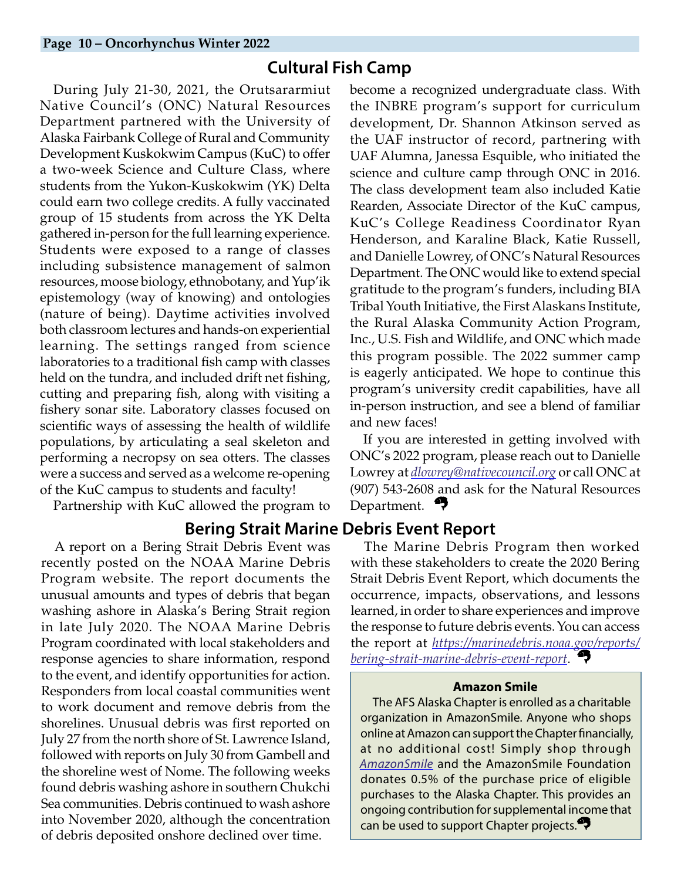## Cultural Fish Camp

During July 21-30, 2021, the Orutsararmiut Native Council's (ONC) Natural Resources Department partnered with the University of Alaska Fairbank College of Rural and Community Development Kuskokwim Campus (KuC) to offer a two-week Science and Culture Class, where students from the Yukon-Kuskokwim (YK) Delta could earn two college credits. A fully vaccinated group of 15 students from across the YK Delta gathered in-person for the full learning experience. Students were exposed to a range of classes including subsistence management of salmon resources, moose biology, ethnobotany, and Yup'ik epistemology (way of knowing) and ontologies (nature of being). Daytime activities involved both classroom lectures and hands-on experiential learning. The settings ranged from science laboratories to a traditional fish camp with classes held on the tundra, and included drift net fishing, cutting and preparing fish, along with visiting a fishery sonar site. Laboratory classes focused on scientific ways of assessing the health of wildlife populations, by articulating a seal skeleton and performing a necropsy on sea otters. The classes were a success and served as a welcome re-opening of the KuC campus to students and faculty!

Partnership with KuC allowed the program to become a recognized undergraduate class. With the INBRE program's support for curriculum development, Dr. Shannon Atkinson served as the UAF instructor of record, partnering with UAF Alumna, Janessa Esquible, who initiated the science and culture camp through ONC in 2016. The class development team also included Katie Rearden, Associate Director of the KuC campus, KuC's College Readiness Coordinator Ryan Henderson, and Karaline Black, Katie Russell, and Danielle Lowrey, of ONC's Natural Resources Department. The ONC would like to extend special gratitude to the program's funders, including BIA Tribal Youth Initiative, the First Alaskans Institute, the Rural Alaska Community Action Program, Inc., U.S. Fish and Wildlife, and ONC which made this program possible. The 2022 summer camp is eagerly anticipated. We hope to continue this program's university credit capabilities, have all in-person instruction, and see a blend of familiar and new faces!

If you are interested in getting involved with ONC's 2022 program, please reach out to Danielle Lowrey at *dlowrey@nativecouncil.org* or call ONC at (907) 543-2608 and ask for the Natural Resources Department.

## Bering Strait Marine Debris Event Report

A report on a Bering Strait Debris Event was recently posted on the NOAA Marine Debris Program website. The report documents the unusual amounts and types of debris that began washing ashore in Alaska's Bering Strait region in late July 2020. The NOAA Marine Debris Program coordinated with local stakeholders and response agencies to share information, respond to the event, and identify opportunities for action. Responders from local coastal communities went to work document and remove debris from the shorelines. Unusual debris was first reported on July 27 from the north shore of St. Lawrence Island, followed with reports on July 30 from Gambell and the shoreline west of Nome. The following weeks found debris washing ashore in southern Chukchi Sea communities. Debris continued to wash ashore into November 2020, although the concentration of debris deposited onshore declined over time.

The Marine Debris Program then worked with these stakeholders to create the 2020 Bering Strait Debris Event Report, which documents the occurrence, impacts, observations, and lessons learned, in order to share experiences and improve the response to future debris events. You can access the report at *https://marinedebris.noaa.gov/reports/bering-strait-marine-debris-event-report*.

### Amazon Smile

The AFS Alaska Chapter is enrolled as a charitable organization in AmazonSmile. Anyone who shops online at Amazon can support the Chapter financially, at no additional cost! Simply shop through *AmazonSmile* and the AmazonSmile Foundation donates 0.5% of the purchase price of eligible purchases to the Alaska Chapter. This provides an ongoing contribution for supplemental income that can be used to support Chapter projects.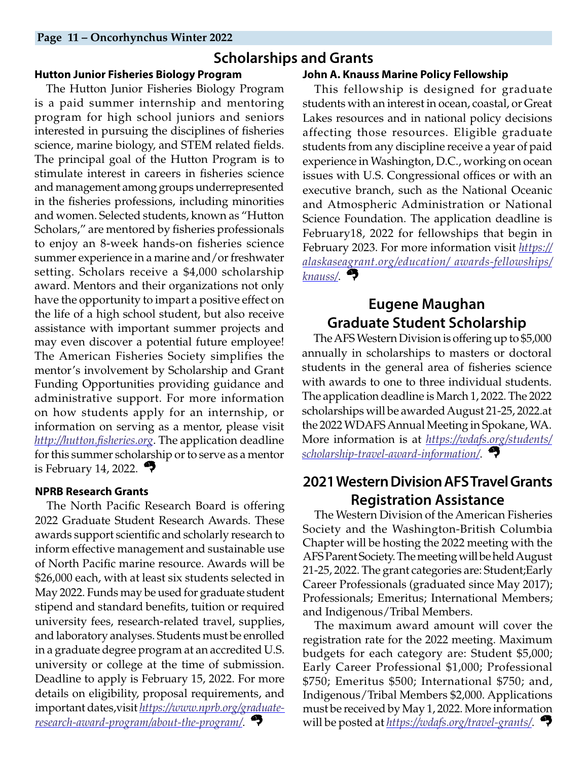# Scholarships and Grants

### Hutton Junior Fisheries Biology Program

The Hutton Junior Fisheries Biology Program is a paid summer internship and mentoring program for high school juniors and seniors interested in pursuing the disciplines of fisheries science, marine biology, and STEM related fields. The principal goal of the Hutton Program is to stimulate interest in careers in fisheries science and management among groups underrepresented in the fisheries professions, including minorities and women. Selected students, known as "Hutton Scholars," are mentored by fisheries professionals to enjoy an 8-week hands-on fisheries science summer experience in a marine and/or freshwater setting. Scholars receive a $4,000 scholarship award. Mentors and their organizations not only have the opportunity to impart a positive effect on the life of a high school student, but also receive assistance with important summer projects and may even discover a potential future employee! The American Fisheries Society simplifies the mentor's involvement by Scholarship and Grant Funding Opportunities providing guidance and administrative support. For more information on how students apply for an internship, or information on serving as a mentor, please visit *http://hutton.fisheries.org*. The application deadline for this summer scholarship or to serve as a mentor is February 14, 2022.

### NPRB Research Grants

The North Pacific Research Board is offering 2022 Graduate Student Research Awards. These awards support scientific and scholarly research to inform effective management and sustainable use of North Pacific marine resource. Awards will be $26,000 each, with at least six students selected in May 2022. Funds may be used for graduate student stipend and standard benefits, tuition or required university fees, research-related travel, supplies, and laboratory analyses. Students must be enrolled in a graduate degree program at an accredited U.S. university or college at the time of submission. Deadline to apply is February 15, 2022. For more details on eligibility, proposal requirements, and important dates,visit *https://www.nprb.org/graduate-research-award-program/about-the-program/*.

### John A. Knauss Marine Policy Fellowship

This fellowship is designed for graduate students with an interest in ocean, coastal, or Great Lakes resources and in national policy decisions affecting those resources. Eligible graduate students from any discipline receive a year of paid experience in Washington, D.C., working on ocean issues with U.S. Congressional offices or with an executive branch, such as the National Oceanic and Atmospheric Administration or National Science Foundation. The application deadline is February18, 2022 for fellowships that begin in February 2023. For more information visit *https://alaskaseagrant.org/education/ awards-fellowships/knauss/*.

## Eugene Maughan Graduate Student Scholarship

The AFS Western Division is offering up to $5,000 annually in scholarships to masters or doctoral students in the general area of fisheries science with awards to one to three individual students. The application deadline is March 1, 2022. The 2022 scholarships will be awarded August 21-25, 2022.at the 2022 WDAFS Annual Meeting in Spokane, WA. More information is at *https://wdafs.org/students/scholarship-travel-award-information/*.

## 2021 Western Division AFS Travel Grants Registration Assistance

The Western Division of the American Fisheries Society and the Washington-British Columbia Chapter will be hosting the 2022 meeting with the AFS Parent Society. The meeting will be held August 21-25, 2022. The grant categories are: Student;Early Career Professionals (graduated since May 2017); Professionals; Emeritus; International Members; and Indigenous/Tribal Members.

The maximum award amount will cover the registration rate for the 2022 meeting. Maximum budgets for each category are: Student $5,000; Early Career Professional $1,000; Professional $750; Emeritus $500; International $750; and, Indigenous/Tribal Members $2,000. Applications must be received by May 1, 2022. More information will be posted at *https://wdafs.org/travel-grants/*.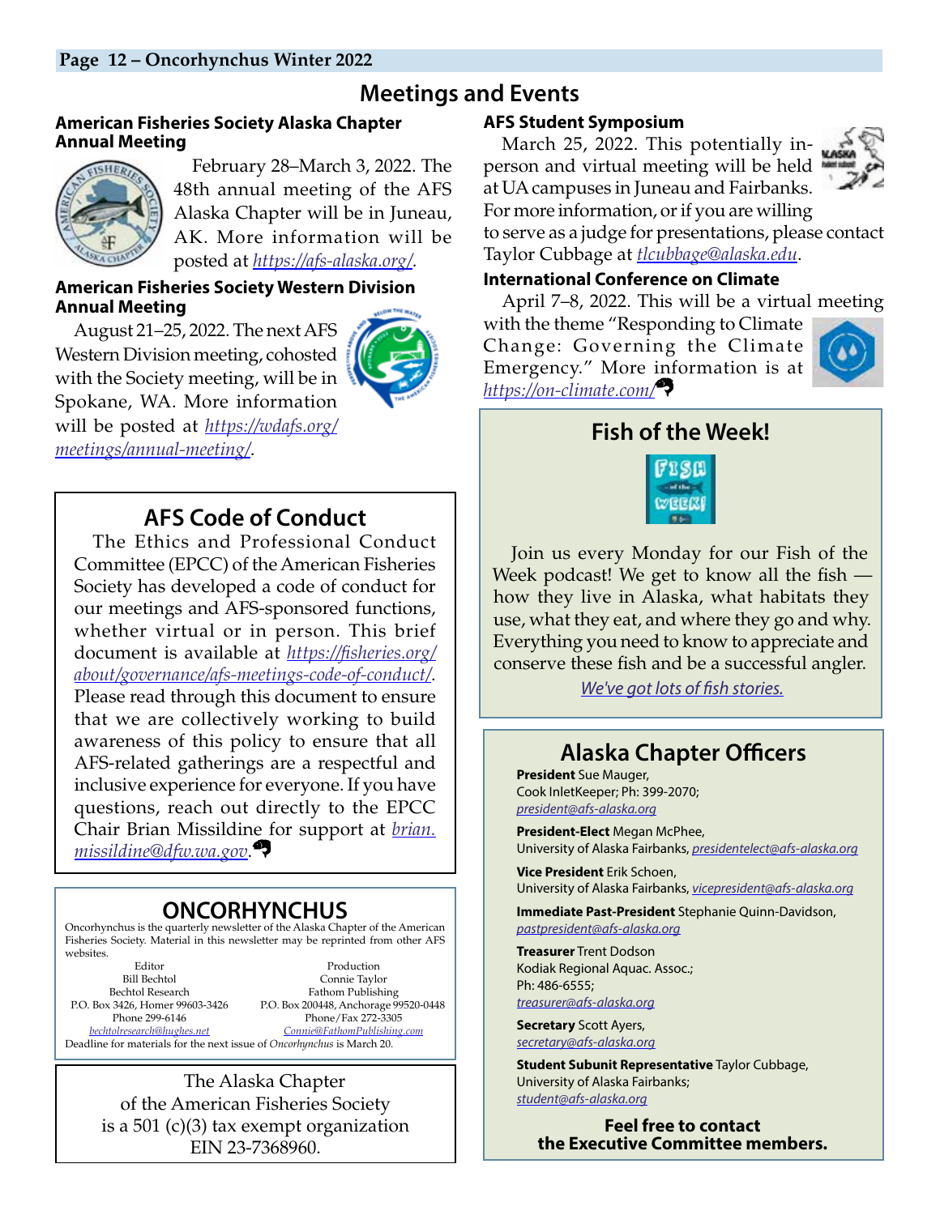# Meetings and Events

## American Fisheries Society Alaska Chapter Annual Meeting

February 28–March 3, 2022. The 48th annual meeting of the AFS Alaska Chapter will be in Juneau, AK. More information will be posted at https://afs-alaska.org/.

## American Fisheries Society Western Division Annual Meeting

August 21–25, 2022. The next AFS Western Division meeting, cohosted with the Society meeting, will be in Spokane, WA. More information will be posted at https://wdafs.org/meetings/annual-meeting/.

## AFS Student Symposium

March 25, 2022. This potentially in-person and virtual meeting will be held at UA campuses in Juneau and Fairbanks. For more information, or if you are willing to serve as a judge for presentations, please contact Taylor Cubbage at tlcubbage@alaska.edu.

## International Conference on Climate

April 7–8, 2022. This will be a virtual meeting with the theme "Responding to Climate Change: Governing the Climate Emergency." More information is at https://on-climate.com/

## AFS Code of Conduct

The Ethics and Professional Conduct Committee (EPCC) of the American Fisheries Society has developed a code of conduct for our meetings and AFS-sponsored functions, whether virtual or in person. This brief document is available at https://fisheries.org/about/governance/afs-meetings-code-of-conduct/. Please read through this document to ensure that we are collectively working to build awareness of this policy to ensure that all AFS-related gatherings are a respectful and inclusive experience for everyone. If you have questions, reach out directly to the EPCC Chair Brian Missildine for support at brian.missildine@dfw.wa.gov.

## Fish of the Week!

Join us every Monday for our Fish of the Week podcast! We get to know all the fish — how they live in Alaska, what habitats they use, what they eat, and where they go and why. Everything you need to know to appreciate and conserve these fish and be a successful angler.

*We've got lots of fish stories.*

## ONCORHYNCHUS

Oncorhynchus is the quarterly newsletter of the Alaska Chapter of the American Fisheries Society. Material in this newsletter may be reprinted from other AFS websites.

| Editor | Production |
|---|---|
| Bill Bechtol | Connie Taylor |
| Bechtol Research | Fathom Publishing |
| P.O. Box 3426, Homer 99603-3426 | P.O. Box 200448, Anchorage 99520-0448 |
| Phone 299-6146 | Phone/Fax 272-3305 |
| bechtolresearch@hughes.net | Connie@FathomPublishing.com |

Deadline for materials for the next issue of *Oncorhynchus* is March 20.

## Alaska Chapter Officers

**President** Sue Mauger, Cook InletKeeper; Ph: 399-2070; president@afs-alaska.org

**President-Elect** Megan McPhee, University of Alaska Fairbanks, presidentelect@afs-alaska.org

**Vice President** Erik Schoen, University of Alaska Fairbanks, vicepresident@afs-alaska.org

**Immediate Past-President** Stephanie Quinn-Davidson, pastpresident@afs-alaska.org

**Treasurer** Trent Dodson, Kodiak Regional Aquac. Assoc.; Ph: 486-6555; treasurer@afs-alaska.org

**Secretary** Scott Ayers, secretary@afs-alaska.org

**Student Subunit Representative** Taylor Cubbage, University of Alaska Fairbanks; student@afs-alaska.org

**Feel free to contact the Executive Committee members.**

The Alaska Chapter of the American Fisheries Society is a 501 (c)(3) tax exempt organization EIN 23-7368960.